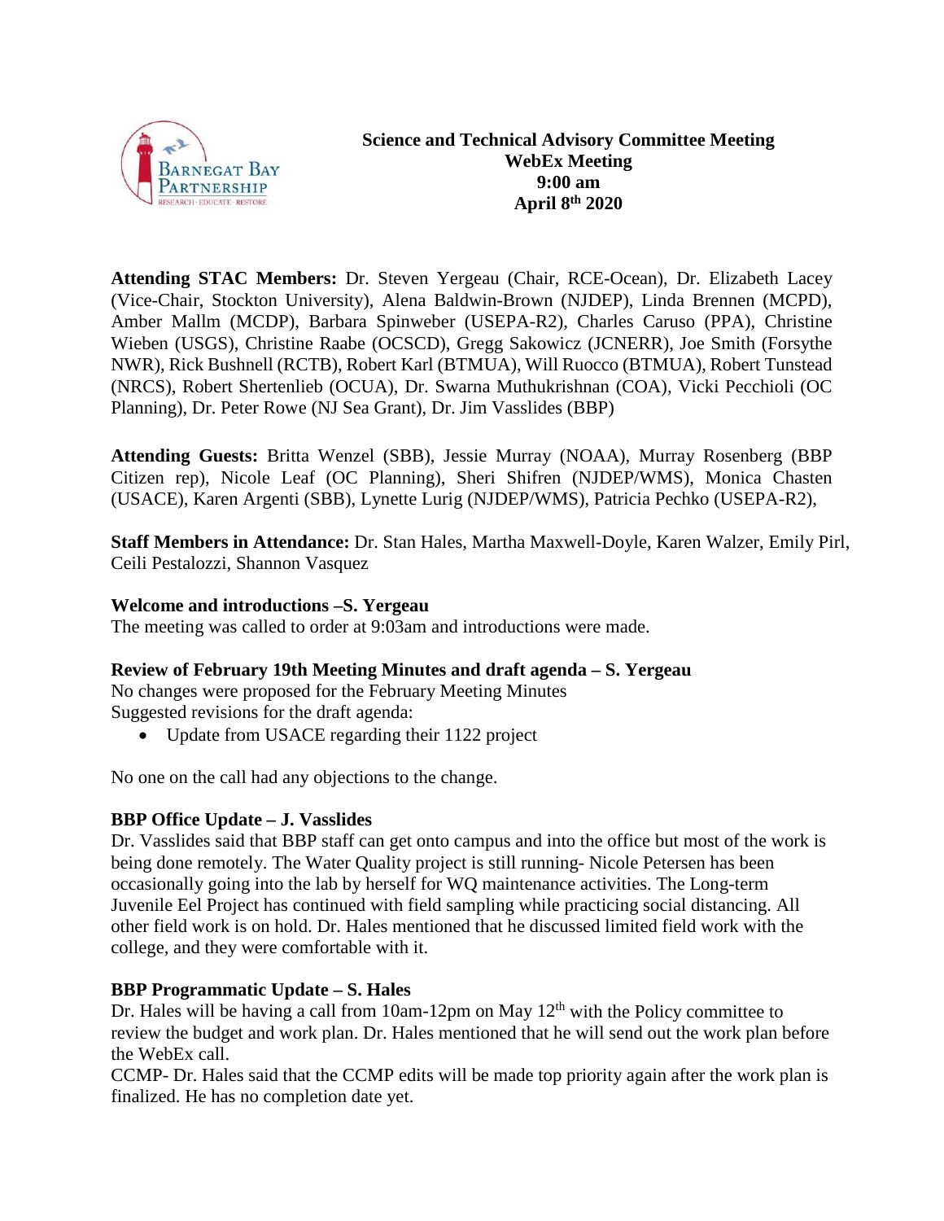**Science and Technical Advisory Committee Meeting**
**WebEx Meeting**
**9:00 am**
**April 8th 2020**

**Attending STAC Members:** Dr. Steven Yergeau (Chair, RCE-Ocean), Dr. Elizabeth Lacey (Vice-Chair, Stockton University), Alena Baldwin-Brown (NJDEP), Linda Brennen (MCPD), Amber Mallm (MCDP), Barbara Spinweber (USEPA-R2), Charles Caruso (PPA), Christine Wieben (USGS), Christine Raabe (OCSCD), Gregg Sakowicz (JCNERR), Joe Smith (Forsythe NWR), Rick Bushnell (RCTB), Robert Karl (BTMUA), Will Ruocco (BTMUA), Robert Tunstead (NRCS), Robert Shertenlieb (OCUA), Dr. Swarna Muthukrishnan (COA), Vicki Pecchioli (OC Planning), Dr. Peter Rowe (NJ Sea Grant), Dr. Jim Vasslides (BBP)

**Attending Guests:** Britta Wenzel (SBB), Jessie Murray (NOAA), Murray Rosenberg (BBP Citizen rep), Nicole Leaf (OC Planning), Sheri Shifren (NJDEP/WMS), Monica Chasten (USACE), Karen Argenti (SBB), Lynette Lurig (NJDEP/WMS), Patricia Pechko (USEPA-R2),

**Staff Members in Attendance:** Dr. Stan Hales, Martha Maxwell-Doyle, Karen Walzer, Emily Pirl, Ceili Pestalozzi, Shannon Vasquez

**Welcome and introductions –S. Yergeau**

The meeting was called to order at 9:03am and introductions were made.

**Review of February 19th Meeting Minutes and draft agenda – S. Yergeau**

No changes were proposed for the February Meeting Minutes
Suggested revisions for the draft agenda:

- Update from USACE regarding their 1122 project

No one on the call had any objections to the change.

**BBP Office Update – J. Vasslides**

Dr. Vasslides said that BBP staff can get onto campus and into the office but most of the work is being done remotely. The Water Quality project is still running- Nicole Petersen has been occasionally going into the lab by herself for WQ maintenance activities. The Long-term Juvenile Eel Project has continued with field sampling while practicing social distancing. All other field work is on hold. Dr. Hales mentioned that he discussed limited field work with the college, and they were comfortable with it.

**BBP Programmatic Update – S. Hales**

Dr. Hales will be having a call from 10am-12pm on May 12th with the Policy committee to review the budget and work plan. Dr. Hales mentioned that he will send out the work plan before the WebEx call.

CCMP- Dr. Hales said that the CCMP edits will be made top priority again after the work plan is finalized. He has no completion date yet.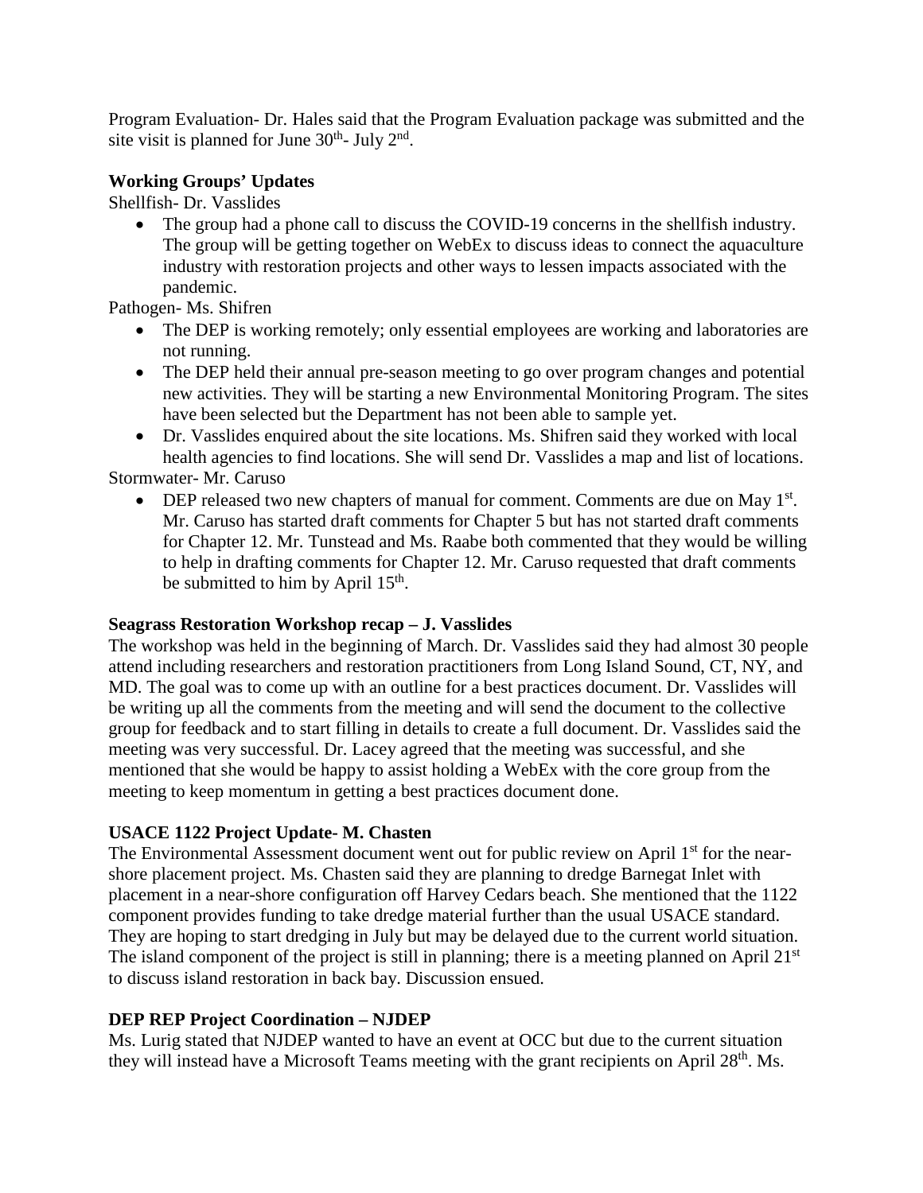Program Evaluation- Dr. Hales said that the Program Evaluation package was submitted and the site visit is planned for June 30th- July 2nd.

**Working Groups' Updates**

Shellfish- Dr. Vasslides

- The group had a phone call to discuss the COVID-19 concerns in the shellfish industry. The group will be getting together on WebEx to discuss ideas to connect the aquaculture industry with restoration projects and other ways to lessen impacts associated with the pandemic.

Pathogen- Ms. Shifren

- The DEP is working remotely; only essential employees are working and laboratories are not running.
- The DEP held their annual pre-season meeting to go over program changes and potential new activities. They will be starting a new Environmental Monitoring Program. The sites have been selected but the Department has not been able to sample yet.
- Dr. Vasslides enquired about the site locations. Ms. Shifren said they worked with local health agencies to find locations. She will send Dr. Vasslides a map and list of locations.

Stormwater- Mr. Caruso

- DEP released two new chapters of manual for comment. Comments are due on May 1st. Mr. Caruso has started draft comments for Chapter 5 but has not started draft comments for Chapter 12. Mr. Tunstead and Ms. Raabe both commented that they would be willing to help in drafting comments for Chapter 12. Mr. Caruso requested that draft comments be submitted to him by April 15th.

**Seagrass Restoration Workshop recap – J. Vasslides**

The workshop was held in the beginning of March. Dr. Vasslides said they had almost 30 people attend including researchers and restoration practitioners from Long Island Sound, CT, NY, and MD. The goal was to come up with an outline for a best practices document. Dr. Vasslides will be writing up all the comments from the meeting and will send the document to the collective group for feedback and to start filling in details to create a full document. Dr. Vasslides said the meeting was very successful. Dr. Lacey agreed that the meeting was successful, and she mentioned that she would be happy to assist holding a WebEx with the core group from the meeting to keep momentum in getting a best practices document done.

**USACE 1122 Project Update- M. Chasten**

The Environmental Assessment document went out for public review on April 1st for the near-shore placement project. Ms. Chasten said they are planning to dredge Barnegat Inlet with placement in a near-shore configuration off Harvey Cedars beach. She mentioned that the 1122 component provides funding to take dredge material further than the usual USACE standard. They are hoping to start dredging in July but may be delayed due to the current world situation. The island component of the project is still in planning; there is a meeting planned on April 21st to discuss island restoration in back bay. Discussion ensued.

**DEP REP Project Coordination – NJDEP**

Ms. Lurig stated that NJDEP wanted to have an event at OCC but due to the current situation they will instead have a Microsoft Teams meeting with the grant recipients on April 28th. Ms.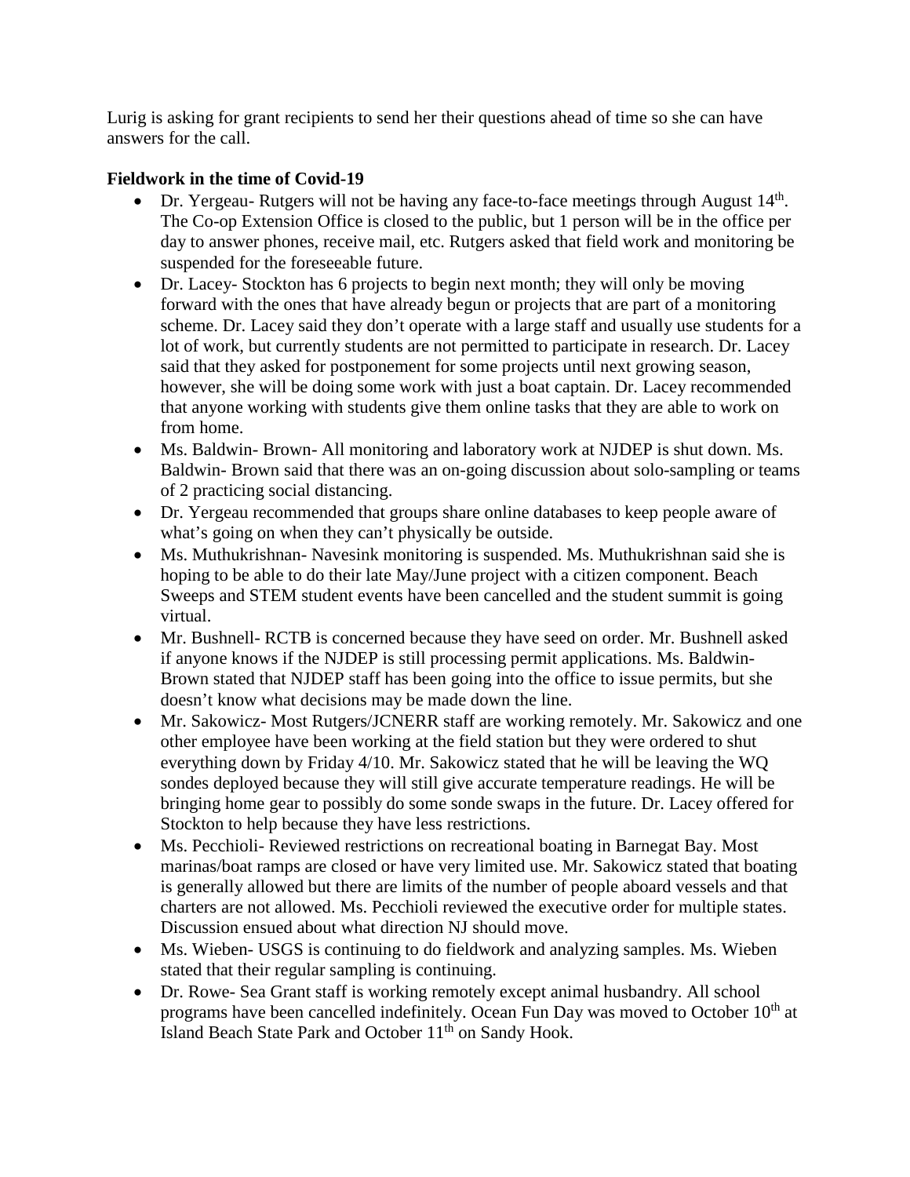Lurig is asking for grant recipients to send her their questions ahead of time so she can have answers for the call.

**Fieldwork in the time of Covid-19**

- Dr. Yergeau- Rutgers will not be having any face-to-face meetings through August 14th. The Co-op Extension Office is closed to the public, but 1 person will be in the office per day to answer phones, receive mail, etc. Rutgers asked that field work and monitoring be suspended for the foreseeable future.
- Dr. Lacey- Stockton has 6 projects to begin next month; they will only be moving forward with the ones that have already begun or projects that are part of a monitoring scheme. Dr. Lacey said they don't operate with a large staff and usually use students for a lot of work, but currently students are not permitted to participate in research. Dr. Lacey said that they asked for postponement for some projects until next growing season, however, she will be doing some work with just a boat captain. Dr. Lacey recommended that anyone working with students give them online tasks that they are able to work on from home.
- Ms. Baldwin- Brown- All monitoring and laboratory work at NJDEP is shut down. Ms. Baldwin- Brown said that there was an on-going discussion about solo-sampling or teams of 2 practicing social distancing.
- Dr. Yergeau recommended that groups share online databases to keep people aware of what's going on when they can't physically be outside.
- Ms. Muthukrishnan- Navesink monitoring is suspended. Ms. Muthukrishnan said she is hoping to be able to do their late May/June project with a citizen component. Beach Sweeps and STEM student events have been cancelled and the student summit is going virtual.
- Mr. Bushnell- RCTB is concerned because they have seed on order. Mr. Bushnell asked if anyone knows if the NJDEP is still processing permit applications. Ms. Baldwin- Brown stated that NJDEP staff has been going into the office to issue permits, but she doesn't know what decisions may be made down the line.
- Mr. Sakowicz- Most Rutgers/JCNERR staff are working remotely. Mr. Sakowicz and one other employee have been working at the field station but they were ordered to shut everything down by Friday 4/10. Mr. Sakowicz stated that he will be leaving the WQ sondes deployed because they will still give accurate temperature readings. He will be bringing home gear to possibly do some sonde swaps in the future. Dr. Lacey offered for Stockton to help because they have less restrictions.
- Ms. Pecchioli- Reviewed restrictions on recreational boating in Barnegat Bay. Most marinas/boat ramps are closed or have very limited use. Mr. Sakowicz stated that boating is generally allowed but there are limits of the number of people aboard vessels and that charters are not allowed. Ms. Pecchioli reviewed the executive order for multiple states. Discussion ensued about what direction NJ should move.
- Ms. Wieben- USGS is continuing to do fieldwork and analyzing samples. Ms. Wieben stated that their regular sampling is continuing.
- Dr. Rowe- Sea Grant staff is working remotely except animal husbandry. All school programs have been cancelled indefinitely. Ocean Fun Day was moved to October 10th at Island Beach State Park and October 11th on Sandy Hook.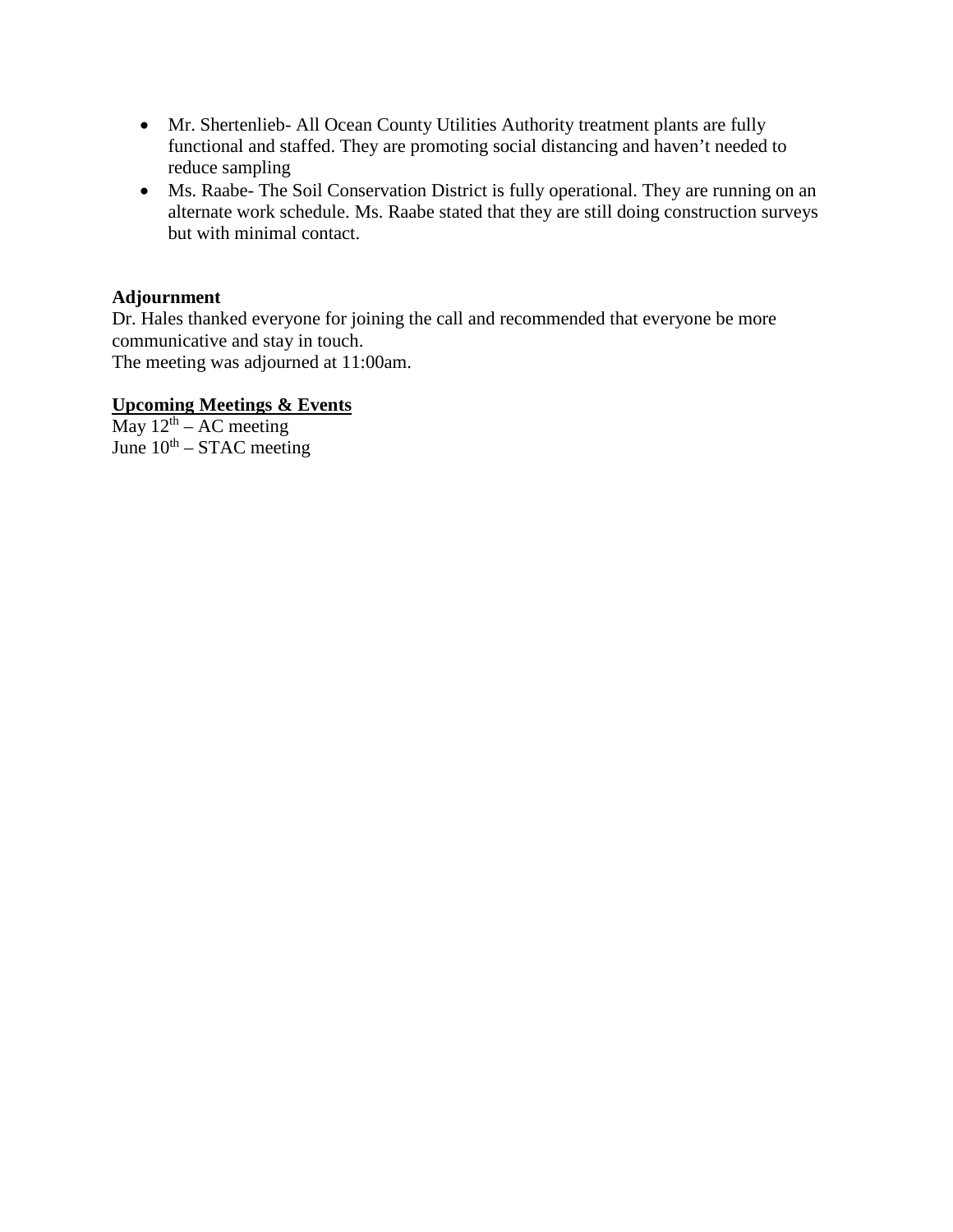- Mr. Shertenlieb- All Ocean County Utilities Authority treatment plants are fully functional and staffed. They are promoting social distancing and haven't needed to reduce sampling
- Ms. Raabe- The Soil Conservation District is fully operational. They are running on an alternate work schedule. Ms. Raabe stated that they are still doing construction surveys but with minimal contact.

**Adjournment**

Dr. Hales thanked everyone for joining the call and recommended that everyone be more communicative and stay in touch.
The meeting was adjourned at 11:00am.

**<u>Upcoming Meetings & Events</u>**

May 12th – AC meeting
June 10th – STAC meeting